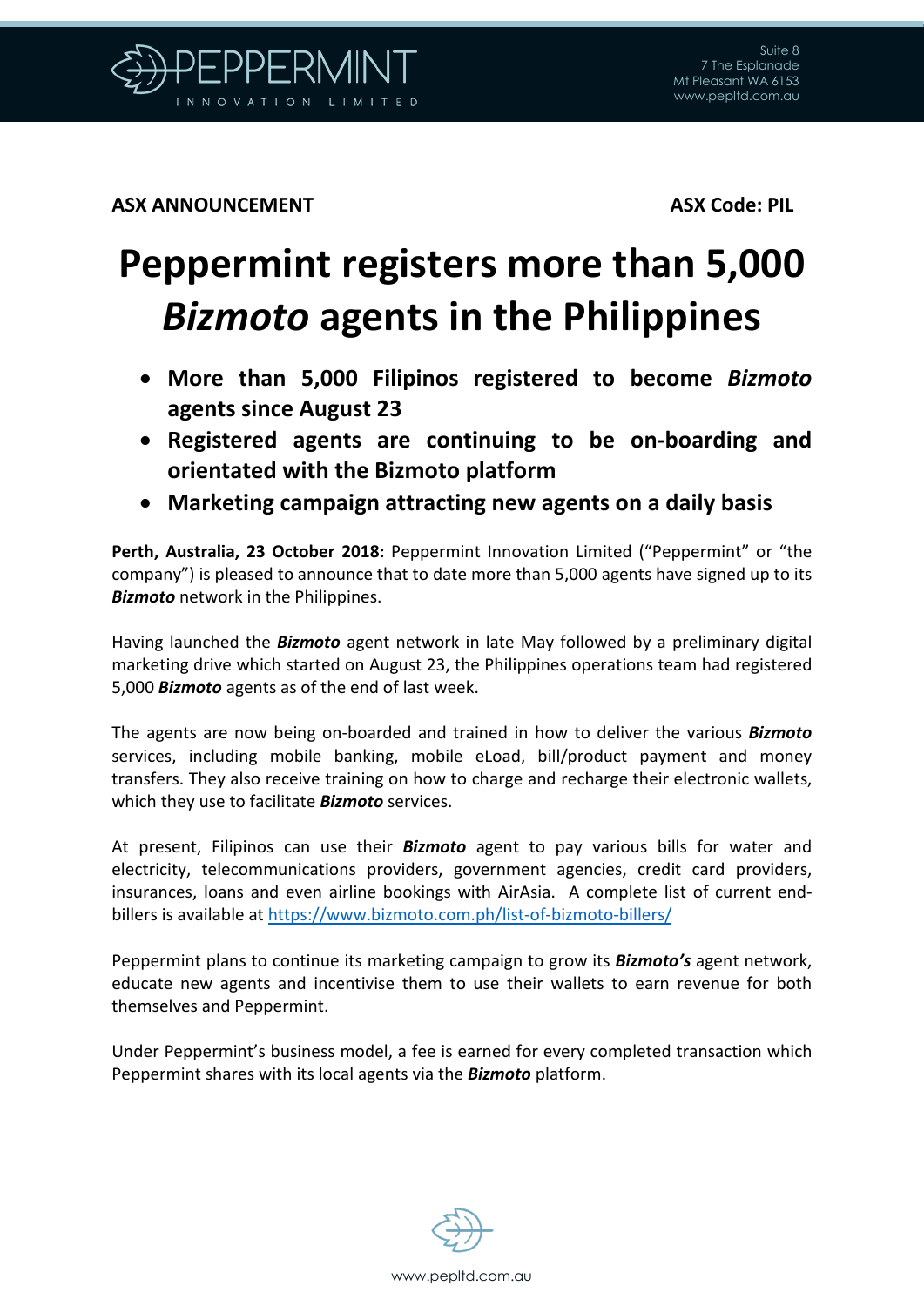**ASX ANNOUNCEMENT** **ASX Code: PIL**

# Peppermint registers more than 5,000 *Bizmoto* agents in the Philippines

- **More than 5,000 Filipinos registered to become *Bizmoto* agents since August 23**
- **Registered agents are continuing to be on-boarding and orientated with the Bizmoto platform**
- **Marketing campaign attracting new agents on a daily basis**

**Perth, Australia, 23 October 2018:** Peppermint Innovation Limited ("Peppermint" or "the company") is pleased to announce that to date more than 5,000 agents have signed up to its ***Bizmoto*** network in the Philippines.

Having launched the ***Bizmoto*** agent network in late May followed by a preliminary digital marketing drive which started on August 23, the Philippines operations team had registered 5,000 ***Bizmoto*** agents as of the end of last week.

The agents are now being on-boarded and trained in how to deliver the various ***Bizmoto*** services, including mobile banking, mobile eLoad, bill/product payment and money transfers. They also receive training on how to charge and recharge their electronic wallets, which they use to facilitate ***Bizmoto*** services.

At present, Filipinos can use their ***Bizmoto*** agent to pay various bills for water and electricity, telecommunications providers, government agencies, credit card providers, insurances, loans and even airline bookings with AirAsia. A complete list of current end-billers is available at https://www.bizmoto.com.ph/list-of-bizmoto-billers/

Peppermint plans to continue its marketing campaign to grow its ***Bizmoto's*** agent network, educate new agents and incentivise them to use their wallets to earn revenue for both themselves and Peppermint.

Under Peppermint's business model, a fee is earned for every completed transaction which Peppermint shares with its local agents via the ***Bizmoto*** platform.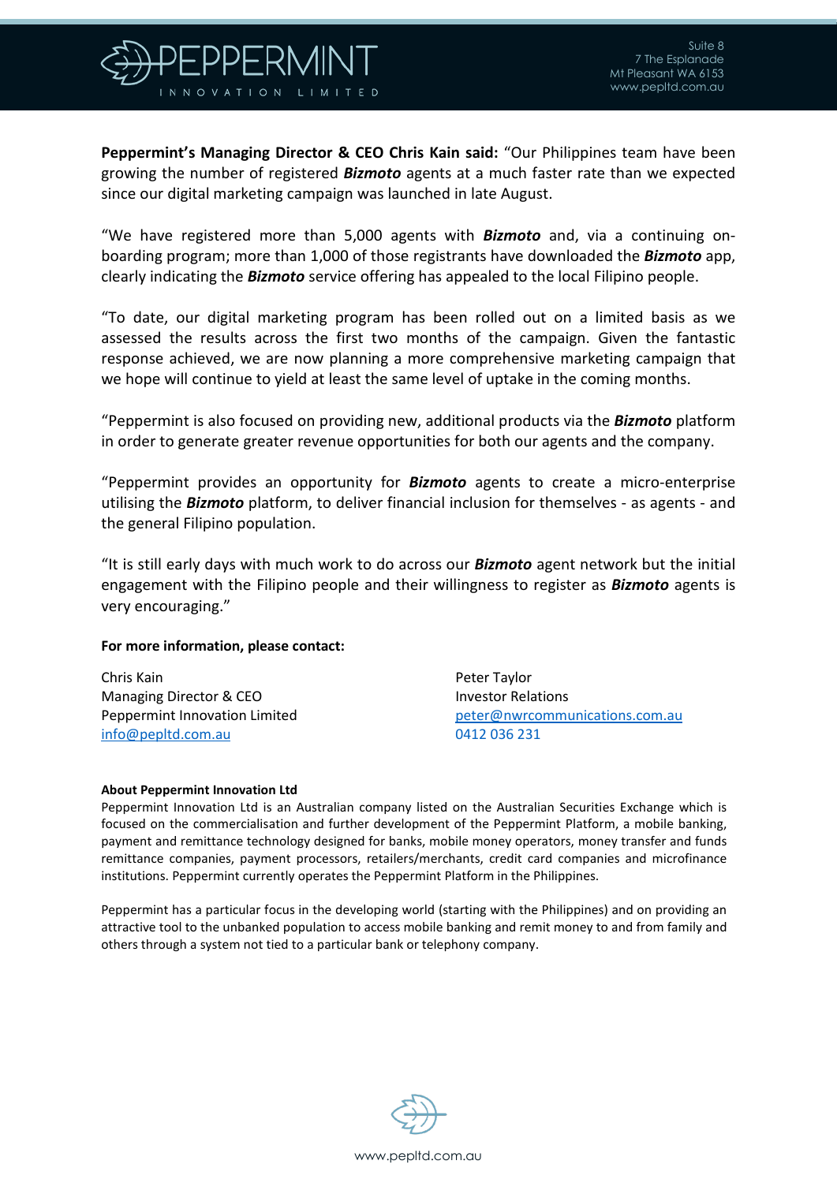**Peppermint's Managing Director & CEO Chris Kain said:** "Our Philippines team have been growing the number of registered ***Bizmoto*** agents at a much faster rate than we expected since our digital marketing campaign was launched in late August.

"We have registered more than 5,000 agents with ***Bizmoto*** and, via a continuing on-boarding program; more than 1,000 of those registrants have downloaded the ***Bizmoto*** app, clearly indicating the ***Bizmoto*** service offering has appealed to the local Filipino people.

"To date, our digital marketing program has been rolled out on a limited basis as we assessed the results across the first two months of the campaign. Given the fantastic response achieved, we are now planning a more comprehensive marketing campaign that we hope will continue to yield at least the same level of uptake in the coming months.

"Peppermint is also focused on providing new, additional products via the ***Bizmoto*** platform in order to generate greater revenue opportunities for both our agents and the company.

"Peppermint provides an opportunity for ***Bizmoto*** agents to create a micro-enterprise utilising the ***Bizmoto*** platform, to deliver financial inclusion for themselves - as agents - and the general Filipino population.

"It is still early days with much work to do across our ***Bizmoto*** agent network but the initial engagement with the Filipino people and their willingness to register as ***Bizmoto*** agents is very encouraging."

**For more information, please contact:**

Chris Kain
Managing Director & CEO
Peppermint Innovation Limited
info@pepltd.com.au

Peter Taylor
Investor Relations
peter@nwrcommunications.com.au
0412 036 231

**About Peppermint Innovation Ltd**

Peppermint Innovation Ltd is an Australian company listed on the Australian Securities Exchange which is focused on the commercialisation and further development of the Peppermint Platform, a mobile banking, payment and remittance technology designed for banks, mobile money operators, money transfer and funds remittance companies, payment processors, retailers/merchants, credit card companies and microfinance institutions. Peppermint currently operates the Peppermint Platform in the Philippines.

Peppermint has a particular focus in the developing world (starting with the Philippines) and on providing an attractive tool to the unbanked population to access mobile banking and remit money to and from family and others through a system not tied to a particular bank or telephony company.